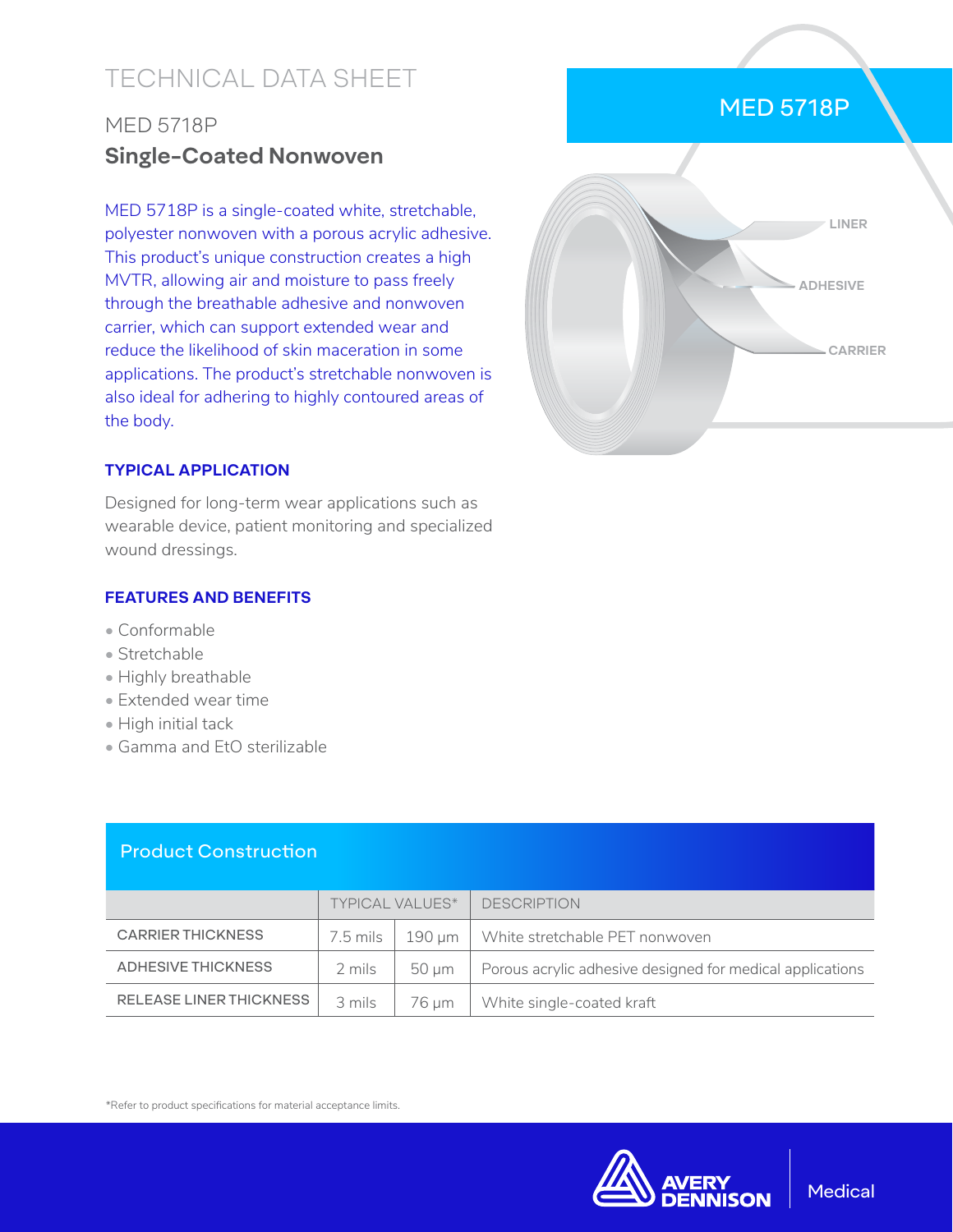# TECHNICAL DATA SHEET

## MED 5718P

## Single-Coated Nonwoven

MED 5718P is a single-coated white, stretchable, polyester nonwoven with a porous acrylic adhesive. This product's unique construction creates a high MVTR, allowing air and moisture to pass freely through the breathable adhesive and nonwoven carrier, which can support extended wear and reduce the likelihood of skin maceration in some applications. The product's stretchable nonwoven is also ideal for adhering to highly contoured areas of the body.

MED 5718P

LINER

ADHESIVE

CARRIER

### TYPICAL APPLICATION

Designed for long-term wear applications such as wearable device, patient monitoring and specialized wound dressings.

### FEATURES AND BENEFITS

- Conformable
- Stretchable
- Highly breathable
- Extended wear time
- High initial tack
- Gamma and EtO sterilizable

### Product Construction

| | TYPICAL VALUES* | | DESCRIPTION |
|---|---|---|---|
| CARRIER THICKNESS | 7.5 mils | 190 µm | White stretchable PET nonwoven |
| ADHESIVE THICKNESS | 2 mils | 50 µm | Porous acrylic adhesive designed for medical applications |
| RELEASE LINER THICKNESS | 3 mils | 76 µm | White single-coated kraft |

*Refer to product specifications for material acceptance limits.

AVERY DENNISON | Medical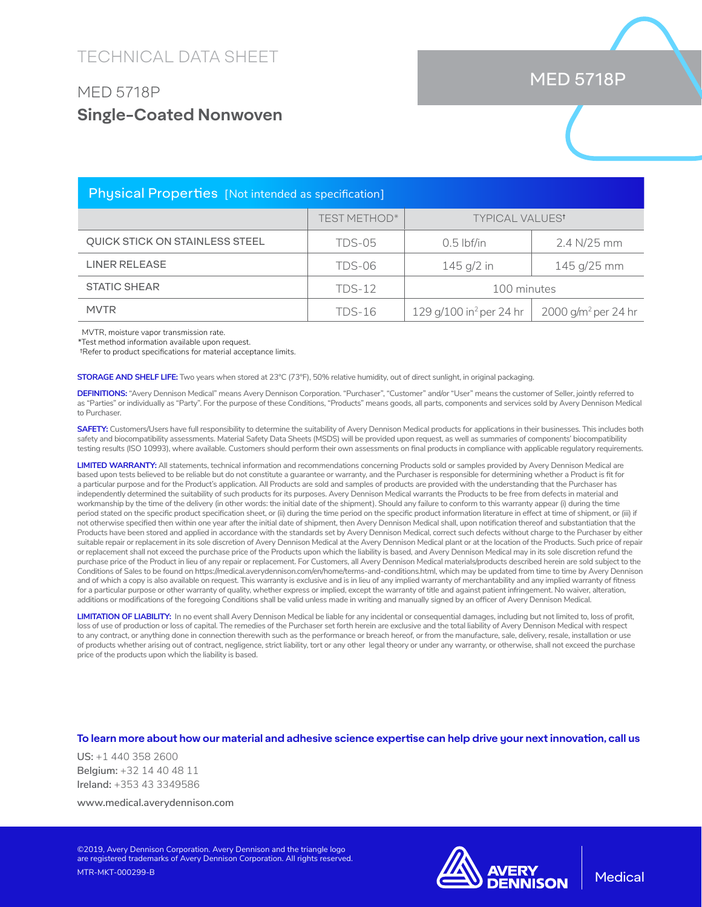TECHNICAL DATA SHEET

MED 5718P

# MED 5718P

## Single-Coated Nonwoven

### Physical Properties [Not intended as specification]

| | TEST METHOD* | TYPICAL VALUES† | |
|---|---|---|---|
| QUICK STICK ON STAINLESS STEEL | TDS-05 | 0.5 lbf/in | 2.4 N/25 mm |
| LINER RELEASE | TDS-06 | 145 g/2 in | 145 g/25 mm |
| STATIC SHEAR | TDS-12 | 100 minutes | |
| MVTR | TDS-16 | 129 g/100 $in^2$ per 24 hr | 2000 g/$m^2$ per 24 hr |

MVTR, moisture vapor transmission rate.
*Test method information available upon request.
†Refer to product specifications for material acceptance limits.

**STORAGE AND SHELF LIFE:** Two years when stored at 23°C (73°F), 50% relative humidity, out of direct sunlight, in original packaging.

**DEFINITIONS:** "Avery Dennison Medical" means Avery Dennison Corporation. "Purchaser", "Customer" and/or "User" means the customer of Seller, jointly referred to as "Parties" or individually as "Party". For the purpose of these Conditions, "Products" means goods, all parts, components and services sold by Avery Dennison Medical to Purchaser.

**SAFETY:** Customers/Users have full responsibility to determine the suitability of Avery Dennison Medical products for applications in their businesses. This includes both safety and biocompatibility assessments. Material Safety Data Sheets (MSDS) will be provided upon request, as well as summaries of components' biocompatibility testing results (ISO 10993), where available. Customers should perform their own assessments on final products in compliance with applicable regulatory requirements.

**LIMITED WARRANTY:** All statements, technical information and recommendations concerning Products sold or samples provided by Avery Dennison Medical are based upon tests believed to be reliable but do not constitute a guarantee or warranty, and the Purchaser is responsible for determining whether a Product is fit for a particular purpose and for the Product's application. All Products are sold and samples of products are provided with the understanding that the Purchaser has independently determined the suitability of such products for its purposes. Avery Dennison Medical warrants the Products to be free from defects in material and workmanship by the time of the delivery (in other words: the initial date of the shipment). Should any failure to conform to this warranty appear (i) during the time period stated on the specific product specification sheet, or (ii) during the time period on the specific product information literature in effect at time of shipment, or (iii) if not otherwise specified then within one year after the initial date of shipment, then Avery Dennison Medical shall, upon notification thereof and substantiation that the Products have been stored and applied in accordance with the standards set by Avery Dennison Medical, correct such defects without charge to the Purchaser by either suitable repair or replacement in its sole discretion of Avery Dennison Medical at the Avery Dennison Medical plant or at the location of the Products. Such price of repair or replacement shall not exceed the purchase price of the Products upon which the liability is based, and Avery Dennison Medical may in its sole discretion refund the purchase price of the Product in lieu of any repair or replacement. For Customers, all Avery Dennison Medical materials/products described herein are sold subject to the Conditions of Sales to be found on https://medical.averydennison.com/en/home/terms-and-conditions.html, which may be updated from time to time by Avery Dennison and of which a copy is also available on request. This warranty is exclusive and is in lieu of any implied warranty of merchantability and any implied warranty of fitness for a particular purpose or other warranty of quality, whether express or implied, except the warranty of title and against patient infringement. No waiver, alteration, additions or modifications of the foregoing Conditions shall be valid unless made in writing and manually signed by an officer of Avery Dennison Medical.

**LIMITATION OF LIABILITY:** In no event shall Avery Dennison Medical be liable for any incidental or consequential damages, including but not limited to, loss of profit, loss of use of production or loss of capital. The remedies of the Purchaser set forth herein are exclusive and the total liability of Avery Dennison Medical with respect to any contract, or anything done in connection therewith such as the performance or breach hereof, or from the manufacture, sale, delivery, resale, installation or use of products whether arising out of contract, negligence, strict liability, tort or any other legal theory or under any warranty, or otherwise, shall not exceed the purchase price of the products upon which the liability is based.

**To learn more about how our material and adhesive science expertise can help drive your next innovation, call us**

**US:** +1 440 358 2600
**Belgium:** +32 14 40 48 11
**Ireland:** +353 43 3349586

**www.medical.averydennison.com**

©2019, Avery Dennison Corporation. Avery Dennison and the triangle logo are registered trademarks of Avery Dennison Corporation. All rights reserved.

MTR-MKT-000299-B

AVERY DENNISON Medical